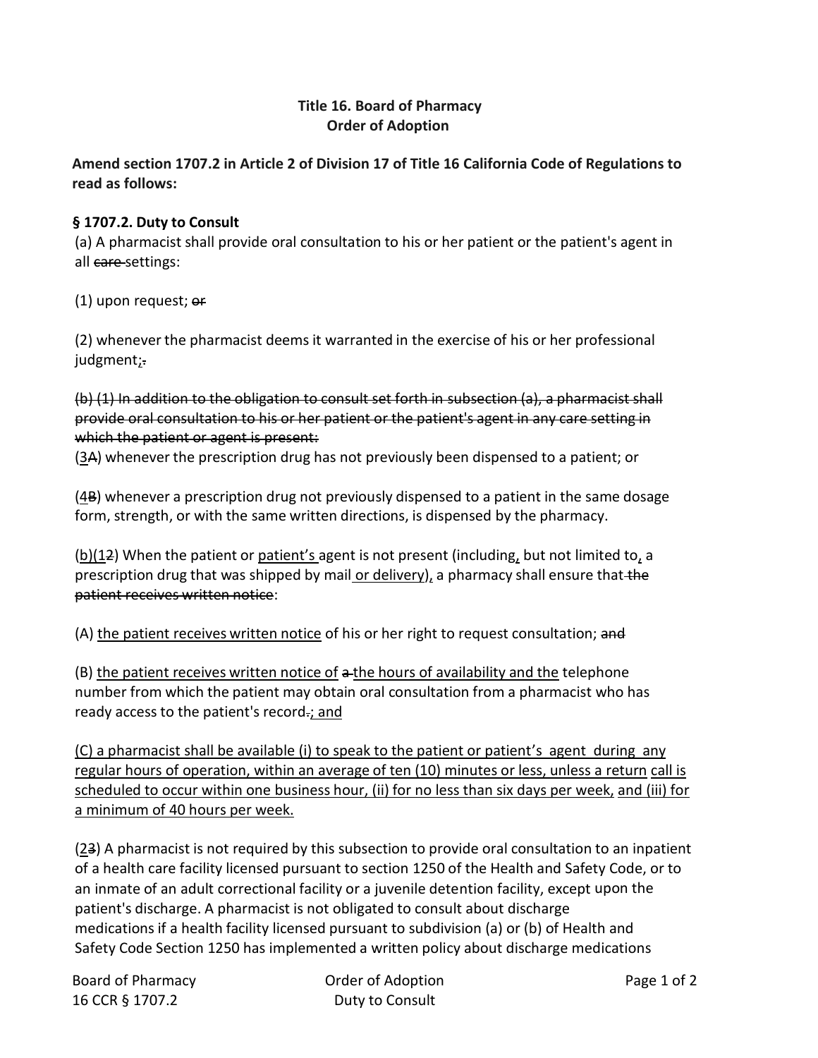**Title 16. Board of Pharmacy**
**Order of Adoption**

**Amend section 1707.2 in Article 2 of Division 17 of Title 16 California Code of Regulations to read as follows:**

**§ 1707.2. Duty to Consult**

(a) A pharmacist shall provide oral consultation to his or her patient or the patient's agent in all ~~care~~ settings:

(1) upon request; ~~or~~

(2) whenever the pharmacist deems it warranted in the exercise of his or her professional judgment<u>;</u>~~.~~

~~(b) (1) In addition to the obligation to consult set forth in subsection (a), a pharmacist shall provide oral consultation to his or her patient or the patient's agent in any care setting in which the patient or agent is present:~~

(<u>3</u>~~A~~) whenever the prescription drug has not previously been dispensed to a patient; or

(<u>4</u>~~B~~) whenever a prescription drug not previously dispensed to a patient in the same dosage form, strength, or with the same written directions, is dispensed by the pharmacy.

(<u>b)(1</u>~~2~~) When the patient or <u>patient's</u> agent is not present (including<u>,</u> but not limited to<u>,</u> a prescription drug that was shipped by mail<u> or delivery)</u>, a pharmacy shall ensure that ~~the patient receives written notice~~:

(A) <u>the patient receives written notice</u> of his or her right to request consultation; ~~and~~

(B) <u>the patient receives written notice of</u> ~~a~~ <u>the hours of availability and the</u> telephone number from which the patient may obtain oral consultation from a pharmacist who has ready access to the patient's record~~.~~<u>; and</u>

<u>(C) a pharmacist shall be available (i) to speak to the patient or patient's agent during any regular hours of operation, within an average of ten (10) minutes or less, unless a return call is scheduled to occur within one business hour, (ii) for no less than six days per week, and (iii) for a minimum of 40 hours per week.</u>

(<u>2</u>~~3~~) A pharmacist is not required by this subsection to provide oral consultation to an inpatient of a health care facility licensed pursuant to section 1250 of the Health and Safety Code, or to an inmate of an adult correctional facility or a juvenile detention facility, except upon the patient's discharge. A pharmacist is not obligated to consult about discharge medications if a health facility licensed pursuant to subdivision (a) or (b) of Health and Safety Code Section 1250 has implemented a written policy about discharge medications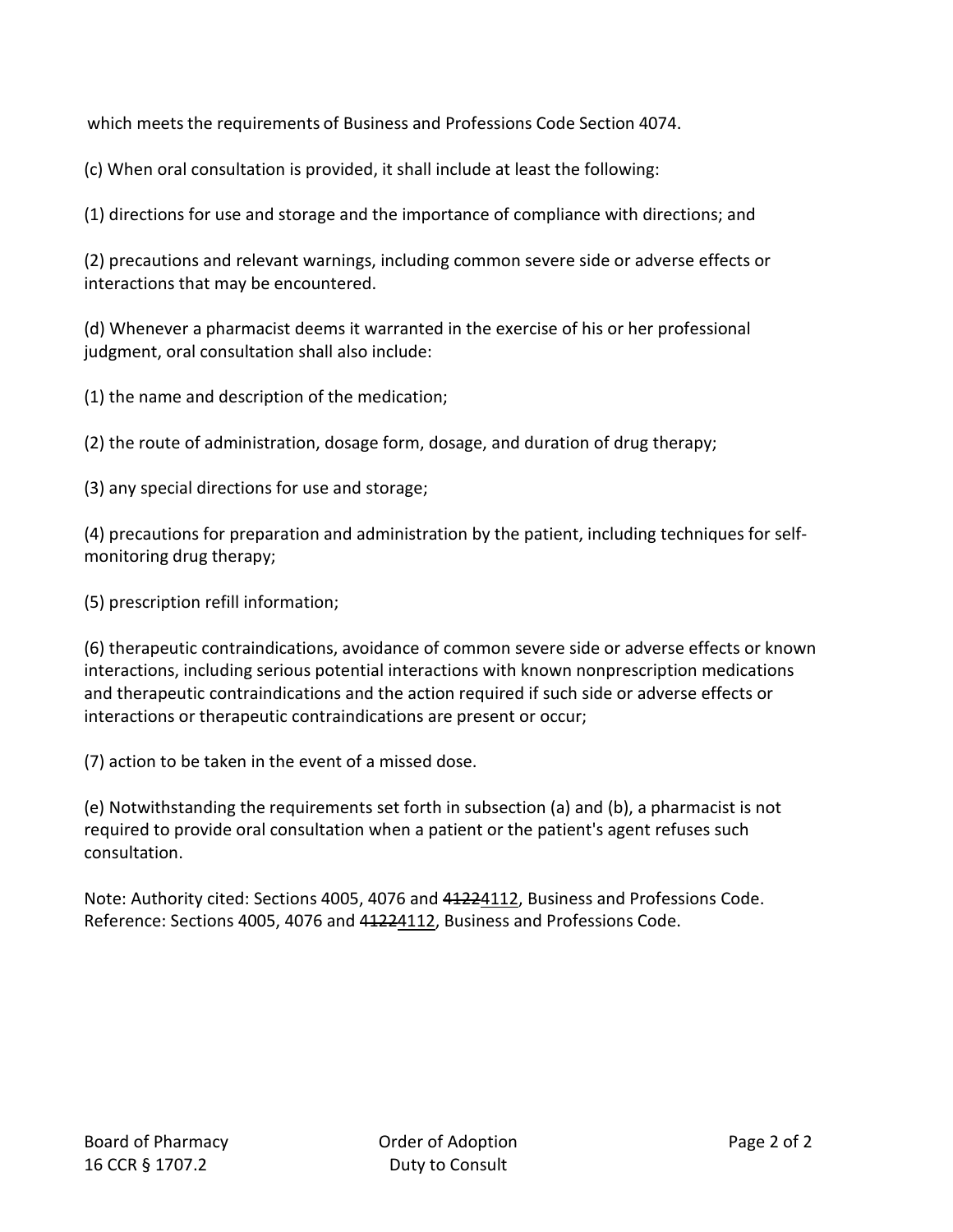which meets the requirements of Business and Professions Code Section 4074.

(c) When oral consultation is provided, it shall include at least the following:

(1) directions for use and storage and the importance of compliance with directions; and

(2) precautions and relevant warnings, including common severe side or adverse effects or interactions that may be encountered.

(d) Whenever a pharmacist deems it warranted in the exercise of his or her professional judgment, oral consultation shall also include:

(1) the name and description of the medication;

(2) the route of administration, dosage form, dosage, and duration of drug therapy;

(3) any special directions for use and storage;

(4) precautions for preparation and administration by the patient, including techniques for self-monitoring drug therapy;

(5) prescription refill information;

(6) therapeutic contraindications, avoidance of common severe side or adverse effects or known interactions, including serious potential interactions with known nonprescription medications and therapeutic contraindications and the action required if such side or adverse effects or interactions or therapeutic contraindications are present or occur;

(7) action to be taken in the event of a missed dose.

(e) Notwithstanding the requirements set forth in subsection (a) and (b), a pharmacist is not required to provide oral consultation when a patient or the patient's agent refuses such consultation.

Note: Authority cited: Sections 4005, 4076 and ~~4122~~<u>4112</u>, Business and Professions Code. Reference: Sections 4005, 4076 and ~~4122~~<u>4112</u>, Business and Professions Code.